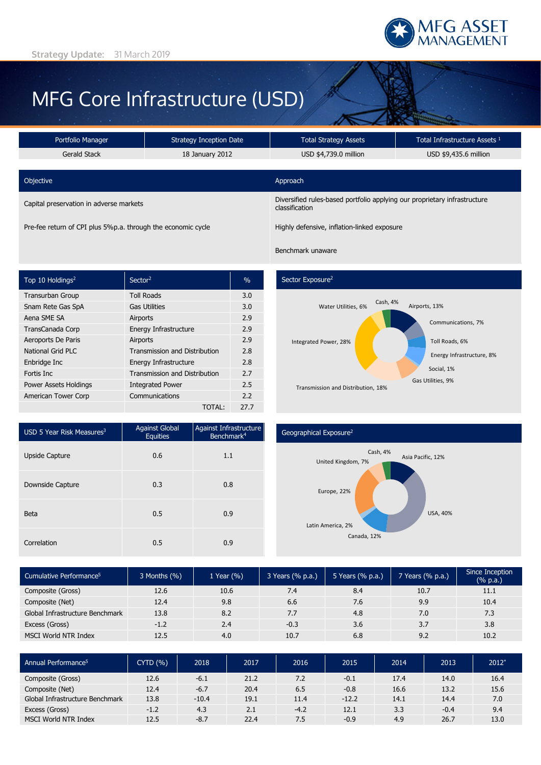Strategy Update: 31 March 2019

MFG ASSET MANAGEMENT

# MFG Core Infrastructure (USD)

| Portfolio Manager | Strategy Inception Date | Total Strategy Assets | Total Infrastructure Assets [1] |
|---|---|---|---|
| Gerald Stack | 18 January 2012 | USD $4,739.0 million | USD $9,435.6 million |

| Objective | Approach |
|---|---|
| Capital preservation in adverse markets | Diversified rules-based portfolio applying our proprietary infrastructure classification |
| Pre-fee return of CPI plus 5%p.a. through the economic cycle | Highly defensive, inflation-linked exposure |
| | Benchmark unaware |

| Top 10 Holdings[2] | Sector[2] | % |
|---|---|---|
| Transurban Group | Toll Roads | 3.0 |
| Snam Rete Gas SpA | Gas Utilities | 3.0 |
| Aena SME SA | Airports | 2.9 |
| TransCanada Corp | Energy Infrastructure | 2.9 |
| Aeroports De Paris | Airports | 2.9 |
| National Grid PLC | Transmission and Distribution | 2.8 |
| Enbridge Inc | Energy Infrastructure | 2.8 |
| Fortis Inc | Transmission and Distribution | 2.7 |
| Power Assets Holdings | Integrated Power | 2.5 |
| American Tower Corp | Communications | 2.2 |
| | TOTAL: | 27.7 |

## Sector Exposure[2]

- Airports, 13%
- Communications, 7%
- Toll Roads, 6%
- Energy Infrastructure, 8%
- Social, 1%
- Gas Utilities, 9%
- Transmission and Distribution, 18%
- Integrated Power, 28%
- Water Utilities, 6%
- Cash, 4%

| USD 5 Year Risk Measures[3] | Against Global Equities | Against Infrastructure Benchmark[4] |
|---|---|---|
| Upside Capture | 0.6 | 1.1 |
| Downside Capture | 0.3 | 0.8 |
| Beta | 0.5 | 0.9 |
| Correlation | 0.5 | 0.9 |

## Geographical Exposure[2]

- Asia Pacific, 12%
- USA, 40%
- Canada, 12%
- Latin America, 2%
- Europe, 22%
- United Kingdom, 7%
- Cash, 4%

| Cumulative Performance[5] | 3 Months (%) | 1 Year (%) | 3 Years (% p.a.) | 5 Years (% p.a.) | 7 Years (% p.a.) | Since Inception (% p.a.) |
|---|---|---|---|---|---|---|
| Composite (Gross) | 12.6 | 10.6 | 7.4 | 8.4 | 10.7 | 11.1 |
| Composite (Net) | 12.4 | 9.8 | 6.6 | 7.6 | 9.9 | 10.4 |
| Global Infrastructure Benchmark | 13.8 | 8.2 | 7.7 | 4.8 | 7.0 | 7.3 |
| Excess (Gross) | -1.2 | 2.4 | -0.3 | 3.6 | 3.7 | 3.8 |
| MSCI World NTR Index | 12.5 | 4.0 | 10.7 | 6.8 | 9.2 | 10.2 |

| Annual Performance[5] | CYTD (%) | 2018 | 2017 | 2016 | 2015 | 2014 | 2013 | 2012* |
|---|---|---|---|---|---|---|---|---|
| Composite (Gross) | 12.6 | -6.1 | 21.2 | 7.2 | -0.1 | 17.4 | 14.0 | 16.4 |
| Composite (Net) | 12.4 | -6.7 | 20.4 | 6.5 | -0.8 | 16.6 | 13.2 | 15.6 |
| Global Infrastructure Benchmark | 13.8 | -10.4 | 19.1 | 11.4 | -12.2 | 14.1 | 14.4 | 7.0 |
| Excess (Gross) | -1.2 | 4.3 | 2.1 | -4.2 | 12.1 | 3.3 | -0.4 | 9.4 |
| MSCI World NTR Index | 12.5 | -8.7 | 22.4 | 7.5 | -0.9 | 4.9 | 26.7 | 13.0 |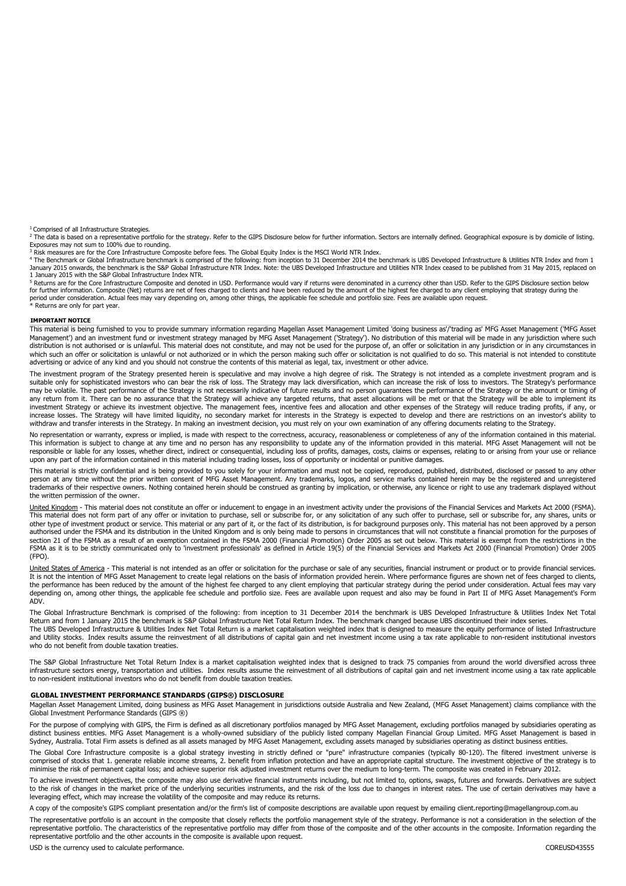[1] Comprised of all Infrastructure Strategies.

[2] The data is based on a representative portfolio for the strategy. Refer to the GIPS Disclosure below for further information. Sectors are internally defined. Geographical exposure is by domicile of listing. Exposures may not sum to 100% due to rounding.

[3] Risk measures are for the Core Infrastructure Composite before fees. The Global Equity Index is the MSCI World NTR Index.

[4] The Benchmark or Global Infrastructure benchmark is comprised of the following: from inception to 31 December 2014 the benchmark is UBS Developed Infrastructure & Utilities NTR Index and from 1 January 2015 onwards, the benchmark is the S&P Global Infrastructure NTR Index. Note: the UBS Developed Infrastructure and Utilities NTR Index ceased to be published from 31 May 2015, replaced on 1 January 2015 with the S&P Global Infrastructure Index NTR.

[5] Returns are for the Core Infrastructure Composite and denoted in USD. Performance would vary if returns were denominated in a currency other than USD. Refer to the GIPS Disclosure section below for further information. Composite (Net) returns are net of fees charged to clients and have been reduced by the amount of the highest fee charged to any client employing that strategy during the period under consideration. Actual fees may vary depending on, among other things, the applicable fee schedule and portfolio size. Fees are available upon request.

\* Returns are only for part year.

## IMPORTANT NOTICE

This material is being furnished to you to provide summary information regarding Magellan Asset Management Limited 'doing business as'/'trading as' MFG Asset Management ('MFG Asset Management') and an investment fund or investment strategy managed by MFG Asset Management ('Strategy'). No distribution of this material will be made in any jurisdiction where such distribution is not authorised or is unlawful. This material does not constitute, and may not be used for the purpose of, an offer or solicitation in any jurisdiction or in any circumstances in which such an offer or solicitation is unlawful or not authorized or in which the person making such offer or solicitation is not qualified to do so. This material is not intended to constitute advertising or advice of any kind and you should not construe the contents of this material as legal, tax, investment or other advice.

The investment program of the Strategy presented herein is speculative and may involve a high degree of risk. The Strategy is not intended as a complete investment program and is suitable only for sophisticated investors who can bear the risk of loss. The Strategy may lack diversification, which can increase the risk of loss to investors. The Strategy's performance may be volatile. The past performance of the Strategy is not necessarily indicative of future results and no person guarantees the performance of the Strategy or the amount or timing of any return from it. There can be no assurance that the Strategy will achieve any targeted returns, that asset allocations will be met or that the Strategy will be able to implement its investment Strategy or achieve its investment objective. The management fees, incentive fees and allocation and other expenses of the Strategy will reduce trading profits, if any, or increase losses. The Strategy will have limited liquidity, no secondary market for interests in the Strategy is expected to develop and there are restrictions on an investor's ability to withdraw and transfer interests in the Strategy. In making an investment decision, you must rely on your own examination of any offering documents relating to the Strategy.

No representation or warranty, express or implied, is made with respect to the correctness, accuracy, reasonableness or completeness of any of the information contained in this material. This information is subject to change at any time and no person has any responsibility to update any of the information provided in this material. MFG Asset Management will not be responsible or liable for any losses, whether direct, indirect or consequential, including loss of profits, damages, costs, claims or expenses, relating to or arising from your use or reliance upon any part of the information contained in this material including trading losses, loss of opportunity or incidental or punitive damages.

This material is strictly confidential and is being provided to you solely for your information and must not be copied, reproduced, published, distributed, disclosed or passed to any other person at any time without the prior written consent of MFG Asset Management. Any trademarks, logos, and service marks contained herein may be the registered and unregistered trademarks of their respective owners. Nothing contained herein should be construed as granting by implication, or otherwise, any licence or right to use any trademark displayed without the written permission of the owner.

United Kingdom - This material does not constitute an offer or inducement to engage in an investment activity under the provisions of the Financial Services and Markets Act 2000 (FSMA). This material does not form part of any offer or invitation to purchase, sell or subscribe for, or any solicitation of any such offer to purchase, sell or subscribe for, any shares, units or other type of investment product or service. This material or any part of it, or the fact of its distribution, is for background purposes only. This material has not been approved by a person authorised under the FSMA and its distribution in the United Kingdom and is only being made to persons in circumstances that will not constitute a financial promotion for the purposes of section 21 of the FSMA as a result of an exemption contained in the FSMA 2000 (Financial Promotion) Order 2005 as set out below. This material is exempt from the restrictions in the FSMA as it is to be strictly communicated only to 'investment professionals' as defined in Article 19(5) of the Financial Services and Markets Act 2000 (Financial Promotion) Order 2005 (FPO).

United States of America - This material is not intended as an offer or solicitation for the purchase or sale of any securities, financial instrument or product or to provide financial services. It is not the intention of MFG Asset Management to create legal relations on the basis of information provided herein. Where performance figures are shown net of fees charged to clients, the performance has been reduced by the amount of the highest fee charged to any client employing that particular strategy during the period under consideration. Actual fees may vary depending on, among other things, the applicable fee schedule and portfolio size. Fees are available upon request and also may be found in Part II of MFG Asset Management's Form ADV.

The Global Infrastructure Benchmark is comprised of the following: from inception to 31 December 2014 the benchmark is UBS Developed Infrastructure & Utilities Index Net Total Return and from 1 January 2015 the benchmark is S&P Global Infrastructure Net Total Return Index. The benchmark changed because UBS discontinued their index series.

The UBS Developed Infrastructure & Utilities Index Net Total Return is a market capitalisation weighted index that is designed to measure the equity performance of listed Infrastructure and Utility stocks. Index results assume the reinvestment of all distributions of capital gain and net investment income using a tax rate applicable to non-resident institutional investors who do not benefit from double taxation treaties.

The S&P Global Infrastructure Net Total Return Index is a market capitalisation weighted index that is designed to track 75 companies from around the world diversified across three infrastructure sectors energy, transportation and utilities. Index results assume the reinvestment of all distributions of capital gain and net investment income using a tax rate applicable to non-resident institutional investors who do not benefit from double taxation treaties.

## GLOBAL INVESTMENT PERFORMANCE STANDARDS (GIPS®) DISCLOSURE

Magellan Asset Management Limited, doing business as MFG Asset Management in jurisdictions outside Australia and New Zealand, (MFG Asset Management) claims compliance with the Global Investment Performance Standards (GIPS ®)

For the purpose of complying with GIPS, the Firm is defined as all discretionary portfolios managed by MFG Asset Management, excluding portfolios managed by subsidiaries operating as distinct business entities. MFG Asset Management is a wholly-owned subsidiary of the publicly listed company Magellan Financial Group Limited. MFG Asset Management is based in Sydney, Australia. Total Firm assets is defined as all assets managed by MFG Asset Management, excluding assets managed by subsidiaries operating as distinct business entities.

The Global Core Infrastructure composite is a global strategy investing in strictly defined or "pure" infrastructure companies (typically 80-120). The filtered investment universe is comprised of stocks that 1. generate reliable income streams, 2. benefit from inflation protection and have an appropriate capital structure. The investment objective of the strategy is to minimise the risk of permanent capital loss; and achieve superior risk adjusted investment returns over the medium to long-term. The composite was created in February 2012.

To achieve investment objectives, the composite may also use derivative financial instruments including, but not limited to, options, swaps, futures and forwards. Derivatives are subject to the risk of changes in the market price of the underlying securities instruments, and the risk of the loss due to changes in interest rates. The use of certain derivatives may have a leveraging effect, which may increase the volatility of the composite and may reduce its returns.

A copy of the composite's GIPS compliant presentation and/or the firm's list of composite descriptions are available upon request by emailing client.reporting@magellangroup.com.au

The representative portfolio is an account in the composite that closely reflects the portfolio management style of the strategy. Performance is not a consideration in the selection of the representative portfolio. The characteristics of the representative portfolio may differ from those of the composite and of the other accounts in the composite. Information regarding the representative portfolio and the other accounts in the composite is available upon request.

USD is the currency used to calculate performance.

COREUSD43555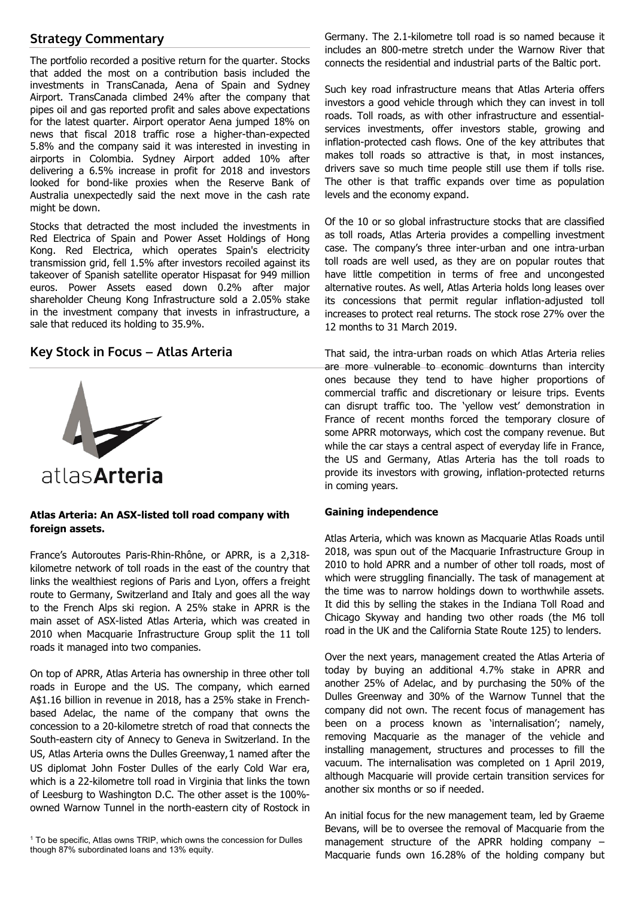## Strategy Commentary

The portfolio recorded a positive return for the quarter. Stocks that added the most on a contribution basis included the investments in TransCanada, Aena of Spain and Sydney Airport. TransCanada climbed 24% after the company that pipes oil and gas reported profit and sales above expectations for the latest quarter. Airport operator Aena jumped 18% on news that fiscal 2018 traffic rose a higher-than-expected 5.8% and the company said it was interested in investing in airports in Colombia. Sydney Airport added 10% after delivering a 6.5% increase in profit for 2018 and investors looked for bond-like proxies when the Reserve Bank of Australia unexpectedly said the next move in the cash rate might be down.

Stocks that detracted the most included the investments in Red Electrica of Spain and Power Asset Holdings of Hong Kong. Red Electrica, which operates Spain's electricity transmission grid, fell 1.5% after investors recoiled against its takeover of Spanish satellite operator Hispasat for 949 million euros. Power Assets eased down 0.2% after major shareholder Cheung Kong Infrastructure sold a 2.05% stake in the investment company that invests in infrastructure, a sale that reduced its holding to 35.9%.

## Key Stock in Focus – Atlas Arteria

atlasArteria

**Atlas Arteria: An ASX-listed toll road company with foreign assets.**

France's Autoroutes Paris-Rhin-Rhône, or APRR, is a 2,318-kilometre network of toll roads in the east of the country that links the wealthiest regions of Paris and Lyon, offers a freight route to Germany, Switzerland and Italy and goes all the way to the French Alps ski region. A 25% stake in APRR is the main asset of ASX-listed Atlas Arteria, which was created in 2010 when Macquarie Infrastructure Group split the 11 toll roads it managed into two companies.

On top of APRR, Atlas Arteria has ownership in three other toll roads in Europe and the US. The company, which earned A$1.16 billion in revenue in 2018, has a 25% stake in French-based Adelac, the name of the company that owns the concession to a 20-kilometre stretch of road that connects the South-eastern city of Annecy to Geneva in Switzerland. In the US, Atlas Arteria owns the Dulles Greenway,[1] named after the US diplomat John Foster Dulles of the early Cold War era, which is a 22-kilometre toll road in Virginia that links the town of Leesburg to Washington D.C. The other asset is the 100%-owned Warnow Tunnel in the north-eastern city of Rostock in Germany. The 2.1-kilometre toll road is so named because it includes an 800-metre stretch under the Warnow River that connects the residential and industrial parts of the Baltic port.

Such key road infrastructure means that Atlas Arteria offers investors a good vehicle through which they can invest in toll roads. Toll roads, as with other infrastructure and essential-services investments, offer investors stable, growing and inflation-protected cash flows. One of the key attributes that makes toll roads so attractive is that, in most instances, drivers save so much time people still use them if tolls rise. The other is that traffic expands over time as population levels and the economy expand.

Of the 10 or so global infrastructure stocks that are classified as toll roads, Atlas Arteria provides a compelling investment case. The company's three inter-urban and one intra-urban toll roads are well used, as they are on popular routes that have little competition in terms of free and uncongested alternative routes. As well, Atlas Arteria holds long leases over its concessions that permit regular inflation-adjusted toll increases to protect real returns. The stock rose 27% over the 12 months to 31 March 2019.

That said, the intra-urban roads on which Atlas Arteria relies are more vulnerable to economic downturns than intercity ones because they tend to have higher proportions of commercial traffic and discretionary or leisure trips. Events can disrupt traffic too. The 'yellow vest' demonstration in France of recent months forced the temporary closure of some APRR motorways, which cost the company revenue. But while the car stays a central aspect of everyday life in France, the US and Germany, Atlas Arteria has the toll roads to provide its investors with growing, inflation-protected returns in coming years.

**Gaining independence**

Atlas Arteria, which was known as Macquarie Atlas Roads until 2018, was spun out of the Macquarie Infrastructure Group in 2010 to hold APRR and a number of other toll roads, most of which were struggling financially. The task of management at the time was to narrow holdings down to worthwhile assets. It did this by selling the stakes in the Indiana Toll Road and Chicago Skyway and handing two other roads (the M6 toll road in the UK and the California State Route 125) to lenders.

Over the next years, management created the Atlas Arteria of today by buying an additional 4.7% stake in APRR and another 25% of Adelac, and by purchasing the 50% of the Dulles Greenway and 30% of the Warnow Tunnel that the company did not own. The recent focus of management has been on a process known as 'internalisation'; namely, removing Macquarie as the manager of the vehicle and installing management, structures and processes to fill the vacuum. The internalisation was completed on 1 April 2019, although Macquarie will provide certain transition services for another six months or so if needed.

An initial focus for the new management team, led by Graeme Bevans, will be to oversee the removal of Macquarie from the management structure of the APRR holding company – Macquarie funds own 16.28% of the holding company but

[1] To be specific, Atlas owns TRIP, which owns the concession for Dulles though 87% subordinated loans and 13% equity.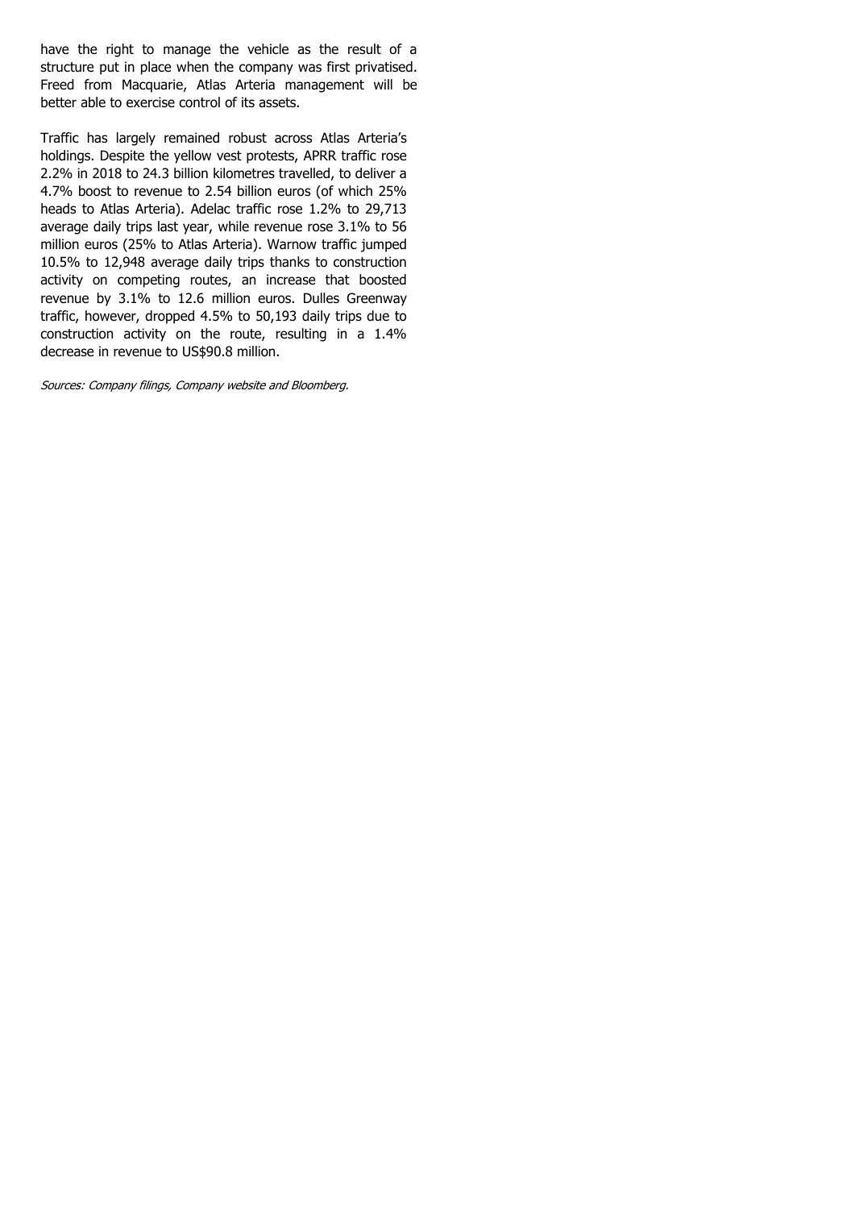have the right to manage the vehicle as the result of a structure put in place when the company was first privatised. Freed from Macquarie, Atlas Arteria management will be better able to exercise control of its assets.

Traffic has largely remained robust across Atlas Arteria's holdings. Despite the yellow vest protests, APRR traffic rose 2.2% in 2018 to 24.3 billion kilometres travelled, to deliver a 4.7% boost to revenue to 2.54 billion euros (of which 25% heads to Atlas Arteria). Adelac traffic rose 1.2% to 29,713 average daily trips last year, while revenue rose 3.1% to 56 million euros (25% to Atlas Arteria). Warnow traffic jumped 10.5% to 12,948 average daily trips thanks to construction activity on competing routes, an increase that boosted revenue by 3.1% to 12.6 million euros. Dulles Greenway traffic, however, dropped 4.5% to 50,193 daily trips due to construction activity on the route, resulting in a 1.4% decrease in revenue to US$90.8 million.

*Sources: Company filings, Company website and Bloomberg.*